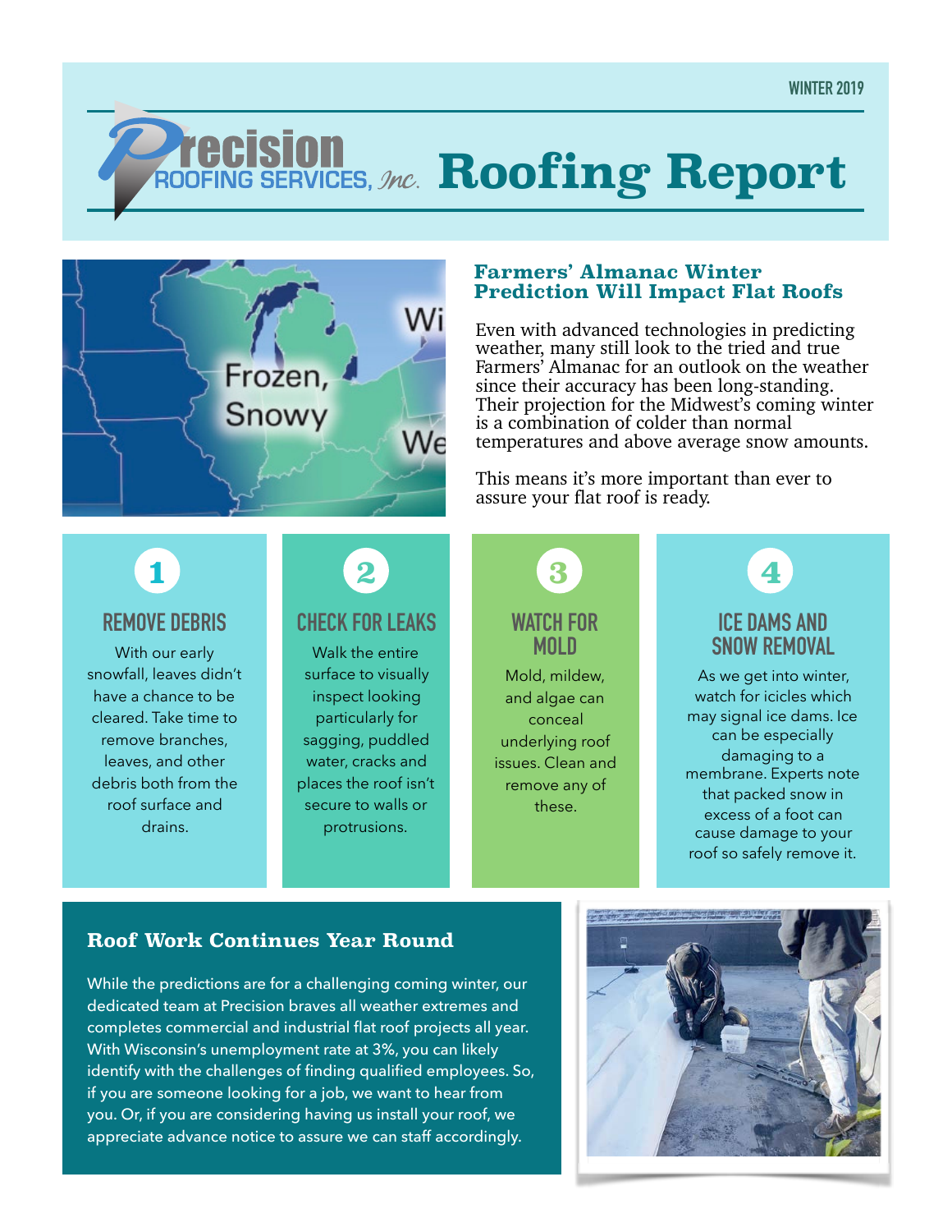WINTER 2019

# Precision Roofing Services, Inc. Roofing Report

## Farmers' Almanac Winter Prediction Will Impact Flat Roofs

Even with advanced technologies in predicting weather, many still look to the tried and true Farmers' Almanac for an outlook on the weather since their accuracy has been long-standing. Their projection for the Midwest's coming winter is a combination of colder than normal temperatures and above average snow amounts.

This means it's more important than ever to assure your flat roof is ready.

### 1 REMOVE DEBRIS

With our early snowfall, leaves didn't have a chance to be cleared. Take time to remove branches, leaves, and other debris both from the roof surface and drains.

### 2 CHECK FOR LEAKS

Walk the entire surface to visually inspect looking particularly for sagging, puddled water, cracks and places the roof isn't secure to walls or protrusions.

### 3 WATCH FOR MOLD

Mold, mildew, and algae can conceal underlying roof issues. Clean and remove any of these.

### 4 ICE DAMS AND SNOW REMOVAL

As we get into winter, watch for icicles which may signal ice dams. Ice can be especially damaging to a membrane. Experts note that packed snow in excess of a foot can cause damage to your roof so safely remove it.

## Roof Work Continues Year Round

While the predictions are for a challenging coming winter, our dedicated team at Precision braves all weather extremes and completes commercial and industrial flat roof projects all year. With Wisconsin's unemployment rate at 3%, you can likely identify with the challenges of finding qualified employees. So, if you are someone looking for a job, we want to hear from you. Or, if you are considering having us install your roof, we appreciate advance notice to assure we can staff accordingly.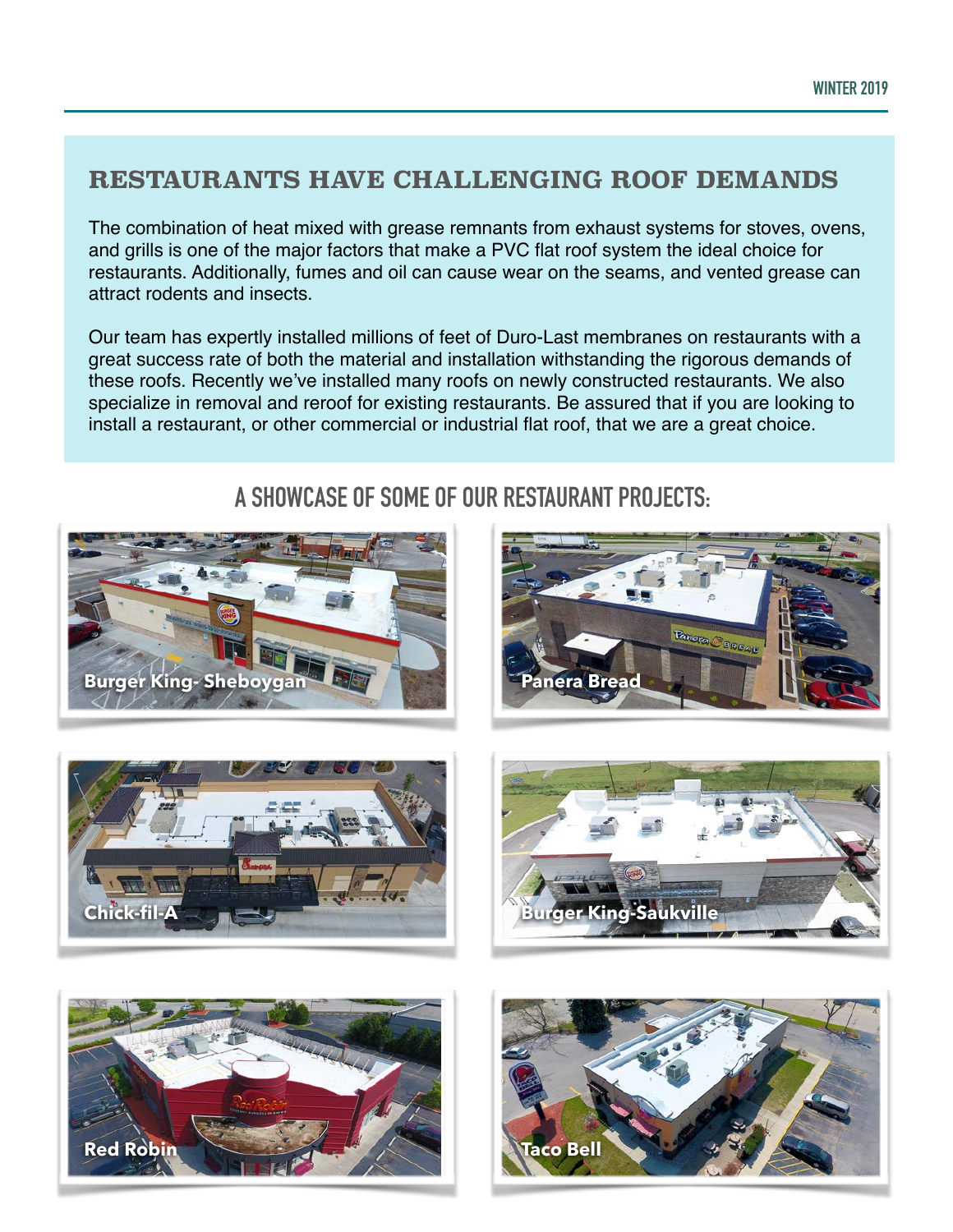## RESTAURANTS HAVE CHALLENGING ROOF DEMANDS

The combination of heat mixed with grease remnants from exhaust systems for stoves, ovens, and grills is one of the major factors that make a PVC flat roof system the ideal choice for restaurants. Additionally, fumes and oil can cause wear on the seams, and vented grease can attract rodents and insects.

Our team has expertly installed millions of feet of Duro-Last membranes on restaurants with a great success rate of both the material and installation withstanding the rigorous demands of these roofs. Recently we've installed many roofs on newly constructed restaurants. We also specialize in removal and reroof for existing restaurants. Be assured that if you are looking to install a restaurant, or other commercial or industrial flat roof, that we are a great choice.

## A SHOWCASE OF SOME OF OUR RESTAURANT PROJECTS:

**Burger King- Sheboygan**

**Panera Bread**

**Chick-fil-A**

**Burger King-Saukville**

**Red Robin**

**Taco Bell**